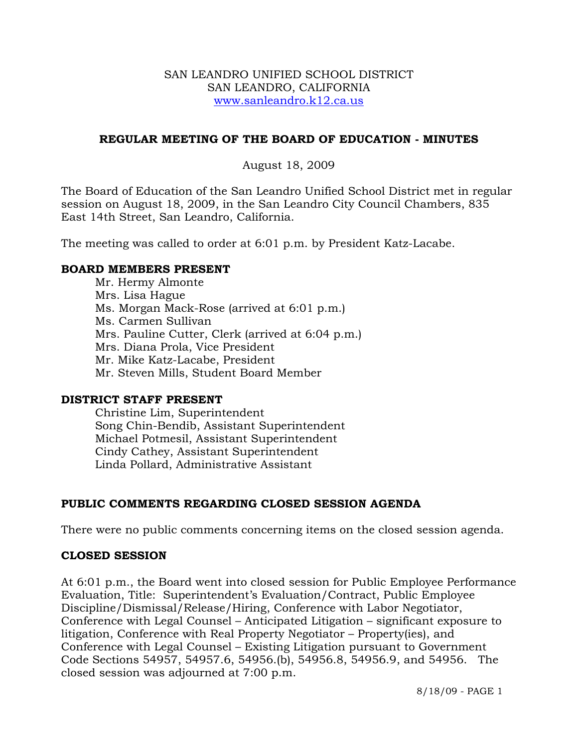SAN LEANDRO UNIFIED SCHOOL DISTRICT
SAN LEANDRO, CALIFORNIA
www.sanleandro.k12.ca.us

## REGULAR MEETING OF THE BOARD OF EDUCATION - MINUTES

August 18, 2009

The Board of Education of the San Leandro Unified School District met in regular session on August 18, 2009, in the San Leandro City Council Chambers, 835 East 14th Street, San Leandro, California.

The meeting was called to order at 6:01 p.m. by President Katz-Lacabe.

### BOARD MEMBERS PRESENT

Mr. Hermy Almonte
Mrs. Lisa Hague
Ms. Morgan Mack-Rose (arrived at 6:01 p.m.)
Ms. Carmen Sullivan
Mrs. Pauline Cutter, Clerk (arrived at 6:04 p.m.)
Mrs. Diana Prola, Vice President
Mr. Mike Katz-Lacabe, President
Mr. Steven Mills, Student Board Member

### DISTRICT STAFF PRESENT

Christine Lim, Superintendent
Song Chin-Bendib, Assistant Superintendent
Michael Potmesil, Assistant Superintendent
Cindy Cathey, Assistant Superintendent
Linda Pollard, Administrative Assistant

### PUBLIC COMMENTS REGARDING CLOSED SESSION AGENDA

There were no public comments concerning items on the closed session agenda.

### CLOSED SESSION

At 6:01 p.m., the Board went into closed session for Public Employee Performance Evaluation, Title: Superintendent's Evaluation/Contract, Public Employee Discipline/Dismissal/Release/Hiring, Conference with Labor Negotiator, Conference with Legal Counsel – Anticipated Litigation – significant exposure to litigation, Conference with Real Property Negotiator – Property(ies), and Conference with Legal Counsel – Existing Litigation pursuant to Government Code Sections 54957, 54957.6, 54956.(b), 54956.8, 54956.9, and 54956. The closed session was adjourned at 7:00 p.m.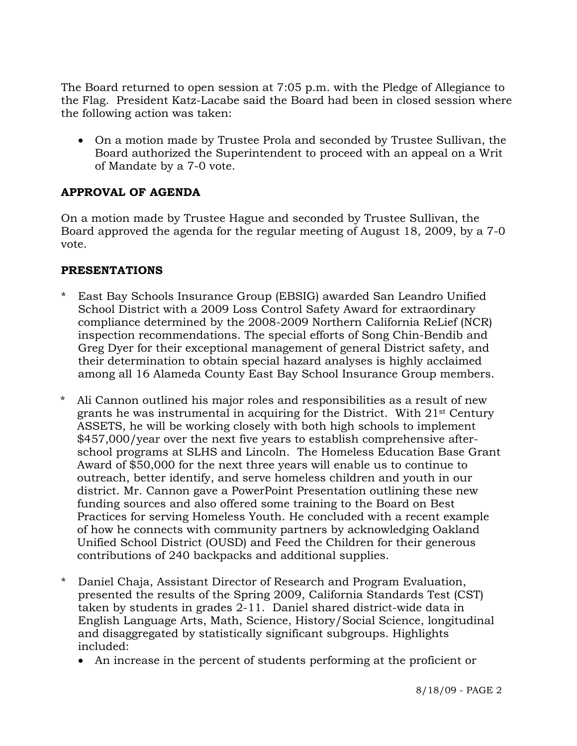The Board returned to open session at 7:05 p.m. with the Pledge of Allegiance to the Flag. President Katz-Lacabe said the Board had been in closed session where the following action was taken:

- On a motion made by Trustee Prola and seconded by Trustee Sullivan, the Board authorized the Superintendent to proceed with an appeal on a Writ of Mandate by a 7-0 vote.

**APPROVAL OF AGENDA**

On a motion made by Trustee Hague and seconded by Trustee Sullivan, the Board approved the agenda for the regular meeting of August 18, 2009, by a 7-0 vote.

**PRESENTATIONS**

* East Bay Schools Insurance Group (EBSIG) awarded San Leandro Unified School District with a 2009 Loss Control Safety Award for extraordinary compliance determined by the 2008-2009 Northern California ReLief (NCR) inspection recommendations. The special efforts of Song Chin-Bendib and Greg Dyer for their exceptional management of general District safety, and their determination to obtain special hazard analyses is highly acclaimed among all 16 Alameda County East Bay School Insurance Group members.

* Ali Cannon outlined his major roles and responsibilities as a result of new grants he was instrumental in acquiring for the District. With 21st Century ASSETS, he will be working closely with both high schools to implement $457,000/year over the next five years to establish comprehensive after-school programs at SLHS and Lincoln. The Homeless Education Base Grant Award of $50,000 for the next three years will enable us to continue to outreach, better identify, and serve homeless children and youth in our district. Mr. Cannon gave a PowerPoint Presentation outlining these new funding sources and also offered some training to the Board on Best Practices for serving Homeless Youth. He concluded with a recent example of how he connects with community partners by acknowledging Oakland Unified School District (OUSD) and Feed the Children for their generous contributions of 240 backpacks and additional supplies.

* Daniel Chaja, Assistant Director of Research and Program Evaluation, presented the results of the Spring 2009, California Standards Test (CST) taken by students in grades 2-11. Daniel shared district-wide data in English Language Arts, Math, Science, History/Social Science, longitudinal and disaggregated by statistically significant subgroups. Highlights included:
   - An increase in the percent of students performing at the proficient or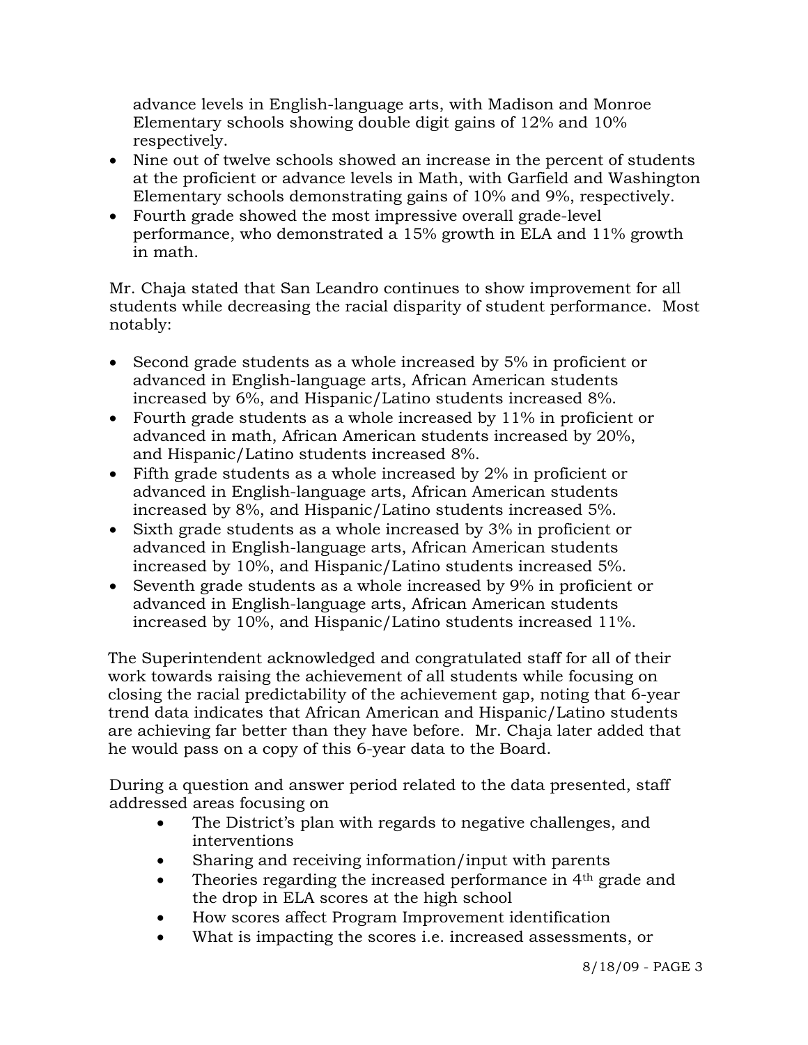advance levels in English-language arts, with Madison and Monroe Elementary schools showing double digit gains of 12% and 10% respectively.

- Nine out of twelve schools showed an increase in the percent of students at the proficient or advance levels in Math, with Garfield and Washington Elementary schools demonstrating gains of 10% and 9%, respectively.
- Fourth grade showed the most impressive overall grade-level performance, who demonstrated a 15% growth in ELA and 11% growth in math.

Mr. Chaja stated that San Leandro continues to show improvement for all students while decreasing the racial disparity of student performance. Most notably:

- Second grade students as a whole increased by 5% in proficient or advanced in English-language arts, African American students increased by 6%, and Hispanic/Latino students increased 8%.
- Fourth grade students as a whole increased by 11% in proficient or advanced in math, African American students increased by 20%, and Hispanic/Latino students increased 8%.
- Fifth grade students as a whole increased by 2% in proficient or advanced in English-language arts, African American students increased by 8%, and Hispanic/Latino students increased 5%.
- Sixth grade students as a whole increased by 3% in proficient or advanced in English-language arts, African American students increased by 10%, and Hispanic/Latino students increased 5%.
- Seventh grade students as a whole increased by 9% in proficient or advanced in English-language arts, African American students increased by 10%, and Hispanic/Latino students increased 11%.

The Superintendent acknowledged and congratulated staff for all of their work towards raising the achievement of all students while focusing on closing the racial predictability of the achievement gap, noting that 6-year trend data indicates that African American and Hispanic/Latino students are achieving far better than they have before. Mr. Chaja later added that he would pass on a copy of this 6-year data to the Board.

During a question and answer period related to the data presented, staff addressed areas focusing on

- The District's plan with regards to negative challenges, and interventions
- Sharing and receiving information/input with parents
- Theories regarding the increased performance in 4th grade and the drop in ELA scores at the high school
- How scores affect Program Improvement identification
- What is impacting the scores i.e. increased assessments, or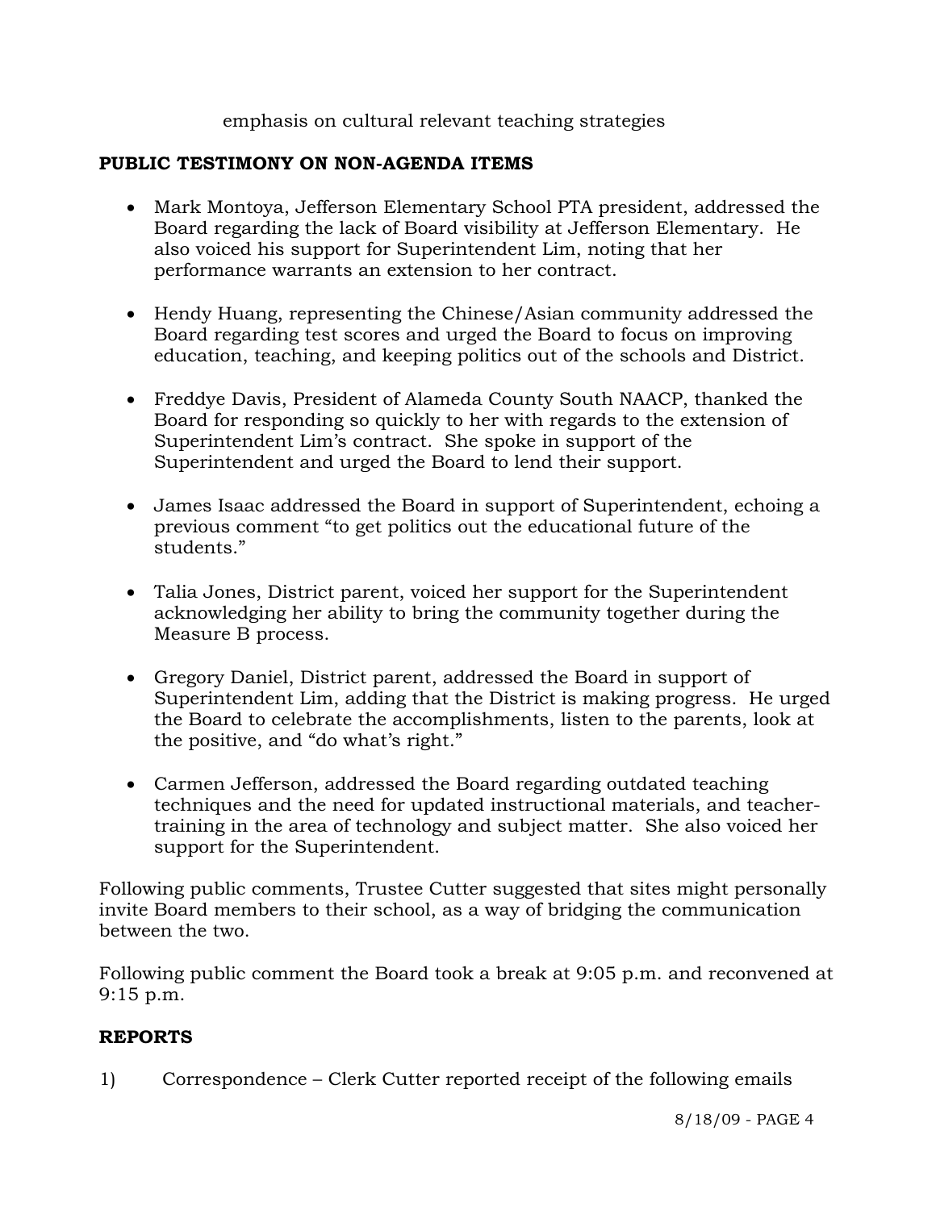emphasis on cultural relevant teaching strategies

**PUBLIC TESTIMONY ON NON-AGENDA ITEMS**

- Mark Montoya, Jefferson Elementary School PTA president, addressed the Board regarding the lack of Board visibility at Jefferson Elementary. He also voiced his support for Superintendent Lim, noting that her performance warrants an extension to her contract.

- Hendy Huang, representing the Chinese/Asian community addressed the Board regarding test scores and urged the Board to focus on improving education, teaching, and keeping politics out of the schools and District.

- Freddye Davis, President of Alameda County South NAACP, thanked the Board for responding so quickly to her with regards to the extension of Superintendent Lim's contract. She spoke in support of the Superintendent and urged the Board to lend their support.

- James Isaac addressed the Board in support of Superintendent, echoing a previous comment "to get politics out the educational future of the students."

- Talia Jones, District parent, voiced her support for the Superintendent acknowledging her ability to bring the community together during the Measure B process.

- Gregory Daniel, District parent, addressed the Board in support of Superintendent Lim, adding that the District is making progress. He urged the Board to celebrate the accomplishments, listen to the parents, look at the positive, and "do what's right."

- Carmen Jefferson, addressed the Board regarding outdated teaching techniques and the need for updated instructional materials, and teacher-training in the area of technology and subject matter. She also voiced her support for the Superintendent.

Following public comments, Trustee Cutter suggested that sites might personally invite Board members to their school, as a way of bridging the communication between the two.

Following public comment the Board took a break at 9:05 p.m. and reconvened at 9:15 p.m.

**REPORTS**

1) Correspondence – Clerk Cutter reported receipt of the following emails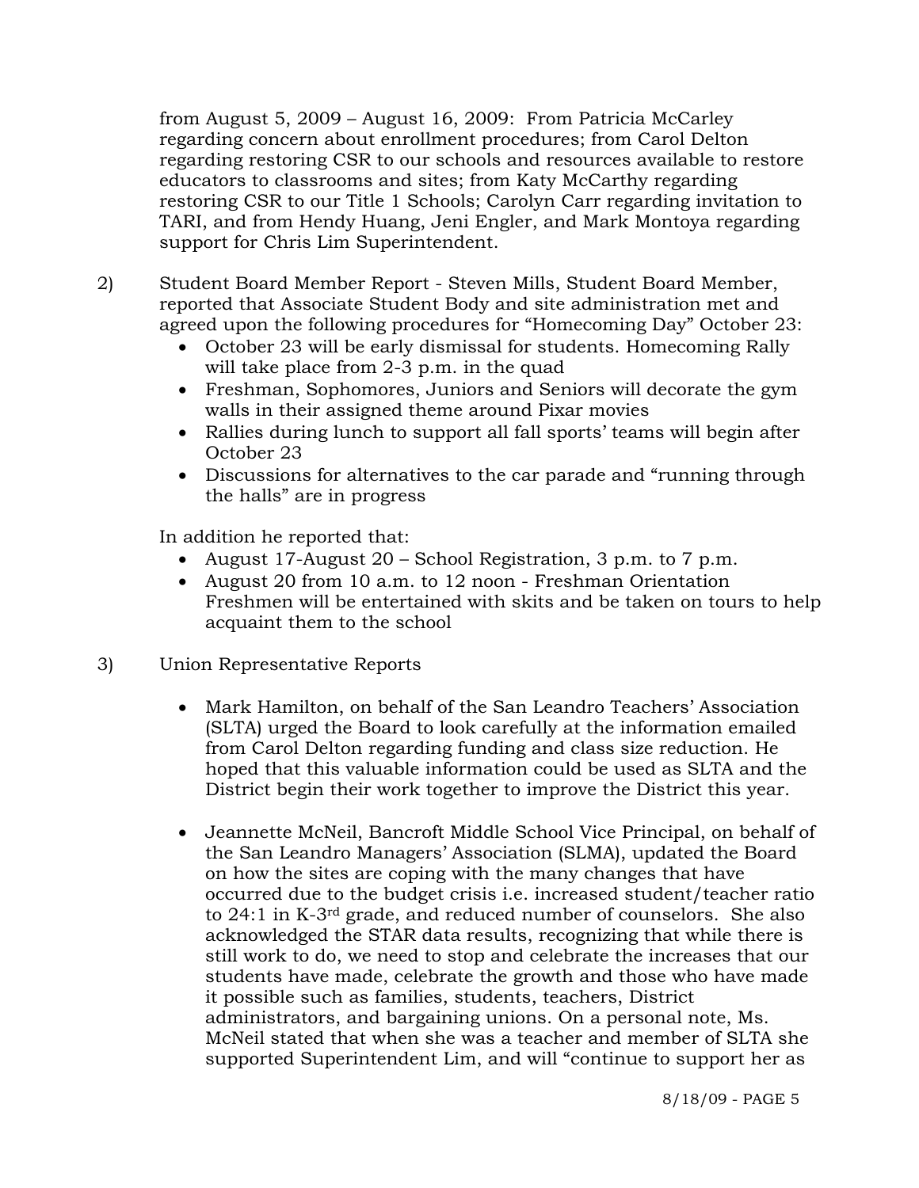from August 5, 2009 – August 16, 2009: From Patricia McCarley regarding concern about enrollment procedures; from Carol Delton regarding restoring CSR to our schools and resources available to restore educators to classrooms and sites; from Katy McCarthy regarding restoring CSR to our Title 1 Schools; Carolyn Carr regarding invitation to TARI, and from Hendy Huang, Jeni Engler, and Mark Montoya regarding support for Chris Lim Superintendent.

2) Student Board Member Report - Steven Mills, Student Board Member, reported that Associate Student Body and site administration met and agreed upon the following procedures for "Homecoming Day" October 23:

- October 23 will be early dismissal for students. Homecoming Rally will take place from 2-3 p.m. in the quad
- Freshman, Sophomores, Juniors and Seniors will decorate the gym walls in their assigned theme around Pixar movies
- Rallies during lunch to support all fall sports' teams will begin after October 23
- Discussions for alternatives to the car parade and "running through the halls" are in progress

In addition he reported that:

- August 17-August 20 – School Registration, 3 p.m. to 7 p.m.
- August 20 from 10 a.m. to 12 noon - Freshman Orientation Freshmen will be entertained with skits and be taken on tours to help acquaint them to the school

3) Union Representative Reports

- Mark Hamilton, on behalf of the San Leandro Teachers' Association (SLTA) urged the Board to look carefully at the information emailed from Carol Delton regarding funding and class size reduction. He hoped that this valuable information could be used as SLTA and the District begin their work together to improve the District this year.

- Jeannette McNeil, Bancroft Middle School Vice Principal, on behalf of the San Leandro Managers' Association (SLMA), updated the Board on how the sites are coping with the many changes that have occurred due to the budget crisis i.e. increased student/teacher ratio to 24:1 in K-3rd grade, and reduced number of counselors. She also acknowledged the STAR data results, recognizing that while there is still work to do, we need to stop and celebrate the increases that our students have made, celebrate the growth and those who have made it possible such as families, students, teachers, District administrators, and bargaining unions. On a personal note, Ms. McNeil stated that when she was a teacher and member of SLTA she supported Superintendent Lim, and will "continue to support her as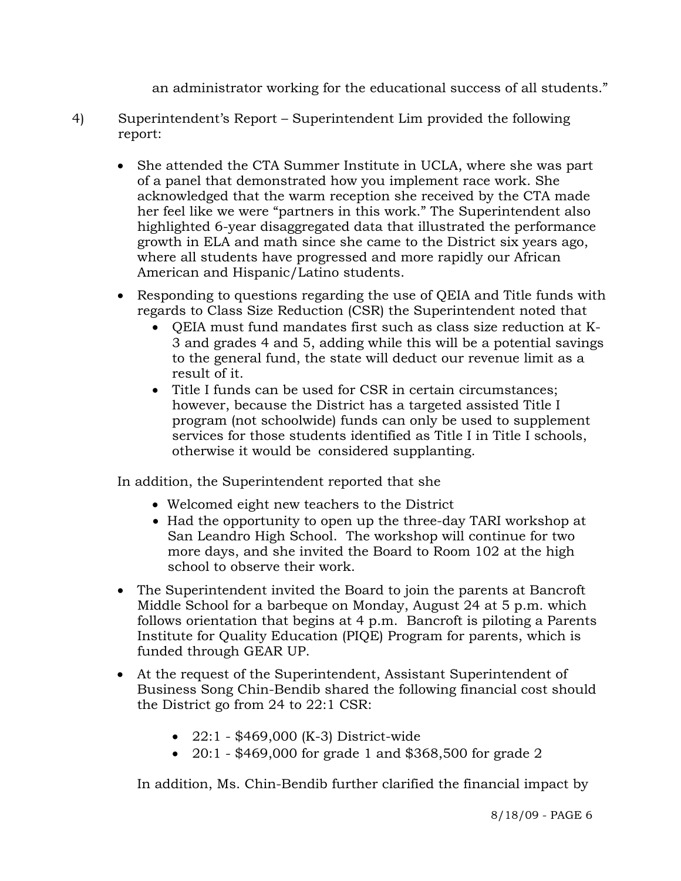an administrator working for the educational success of all students."

4) Superintendent's Report – Superintendent Lim provided the following report:

- She attended the CTA Summer Institute in UCLA, where she was part of a panel that demonstrated how you implement race work. She acknowledged that the warm reception she received by the CTA made her feel like we were "partners in this work." The Superintendent also highlighted 6-year disaggregated data that illustrated the performance growth in ELA and math since she came to the District six years ago, where all students have progressed and more rapidly our African American and Hispanic/Latino students.

- Responding to questions regarding the use of QEIA and Title funds with regards to Class Size Reduction (CSR) the Superintendent noted that
  - QEIA must fund mandates first such as class size reduction at K-3 and grades 4 and 5, adding while this will be a potential savings to the general fund, the state will deduct our revenue limit as a result of it.
  - Title I funds can be used for CSR in certain circumstances; however, because the District has a targeted assisted Title I program (not schoolwide) funds can only be used to supplement services for those students identified as Title I in Title I schools, otherwise it would be considered supplanting.

  In addition, the Superintendent reported that she

  - Welcomed eight new teachers to the District
  - Had the opportunity to open up the three-day TARI workshop at San Leandro High School. The workshop will continue for two more days, and she invited the Board to Room 102 at the high school to observe their work.

- The Superintendent invited the Board to join the parents at Bancroft Middle School for a barbeque on Monday, August 24 at 5 p.m. which follows orientation that begins at 4 p.m. Bancroft is piloting a Parents Institute for Quality Education (PIQE) Program for parents, which is funded through GEAR UP.

- At the request of the Superintendent, Assistant Superintendent of Business Song Chin-Bendib shared the following financial cost should the District go from 24 to 22:1 CSR:

  - 22:1 - $469,000 (K-3) District-wide
  - 20:1 - $469,000 for grade 1 and $368,500 for grade 2

  In addition, Ms. Chin-Bendib further clarified the financial impact by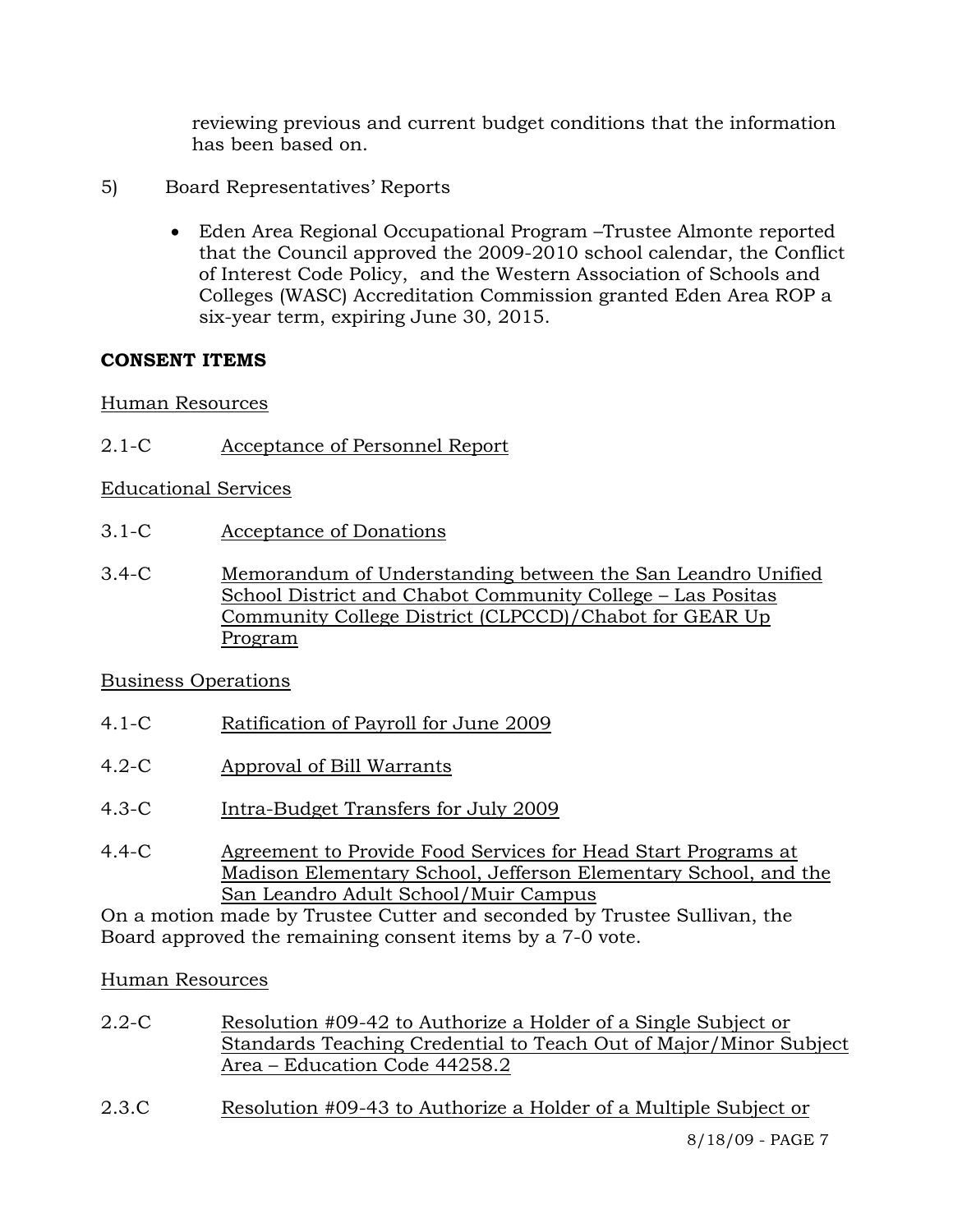reviewing previous and current budget conditions that the information has been based on.

5) Board Representatives' Reports

- Eden Area Regional Occupational Program –Trustee Almonte reported that the Council approved the 2009-2010 school calendar, the Conflict of Interest Code Policy, and the Western Association of Schools and Colleges (WASC) Accreditation Commission granted Eden Area ROP a six-year term, expiring June 30, 2015.

**CONSENT ITEMS**

Human Resources

2.1-C Acceptance of Personnel Report

Educational Services

3.1-C Acceptance of Donations

3.4-C Memorandum of Understanding between the San Leandro Unified School District and Chabot Community College – Las Positas Community College District (CLPCCD)/Chabot for GEAR Up Program

Business Operations

4.1-C Ratification of Payroll for June 2009

4.2-C Approval of Bill Warrants

4.3-C Intra-Budget Transfers for July 2009

4.4-C Agreement to Provide Food Services for Head Start Programs at Madison Elementary School, Jefferson Elementary School, and the San Leandro Adult School/Muir Campus

On a motion made by Trustee Cutter and seconded by Trustee Sullivan, the Board approved the remaining consent items by a 7-0 vote.

Human Resources

2.2-C Resolution #09-42 to Authorize a Holder of a Single Subject or Standards Teaching Credential to Teach Out of Major/Minor Subject Area – Education Code 44258.2

2.3.C Resolution #09-43 to Authorize a Holder of a Multiple Subject or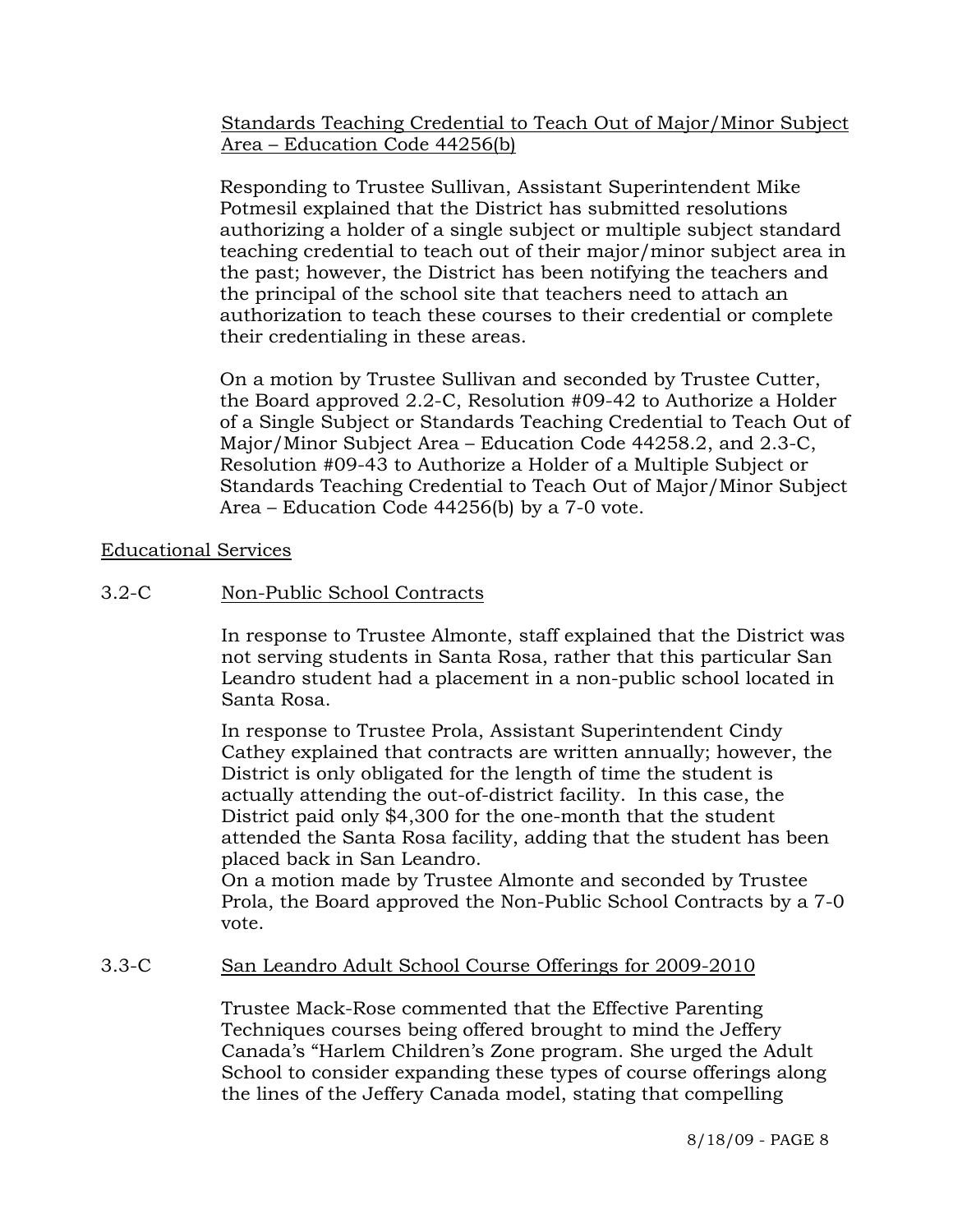Standards Teaching Credential to Teach Out of Major/Minor Subject Area – Education Code 44256(b)

Responding to Trustee Sullivan, Assistant Superintendent Mike Potmesil explained that the District has submitted resolutions authorizing a holder of a single subject or multiple subject standard teaching credential to teach out of their major/minor subject area in the past; however, the District has been notifying the teachers and the principal of the school site that teachers need to attach an authorization to teach these courses to their credential or complete their credentialing in these areas.

On a motion by Trustee Sullivan and seconded by Trustee Cutter, the Board approved 2.2-C, Resolution #09-42 to Authorize a Holder of a Single Subject or Standards Teaching Credential to Teach Out of Major/Minor Subject Area – Education Code 44258.2, and 2.3-C, Resolution #09-43 to Authorize a Holder of a Multiple Subject or Standards Teaching Credential to Teach Out of Major/Minor Subject Area – Education Code 44256(b) by a 7-0 vote.

## Educational Services

### 3.2-C Non-Public School Contracts

In response to Trustee Almonte, staff explained that the District was not serving students in Santa Rosa, rather that this particular San Leandro student had a placement in a non-public school located in Santa Rosa.

In response to Trustee Prola, Assistant Superintendent Cindy Cathey explained that contracts are written annually; however, the District is only obligated for the length of time the student is actually attending the out-of-district facility. In this case, the District paid only $4,300 for the one-month that the student attended the Santa Rosa facility, adding that the student has been placed back in San Leandro.

On a motion made by Trustee Almonte and seconded by Trustee Prola, the Board approved the Non-Public School Contracts by a 7-0 vote.

### 3.3-C San Leandro Adult School Course Offerings for 2009-2010

Trustee Mack-Rose commented that the Effective Parenting Techniques courses being offered brought to mind the Jeffery Canada's "Harlem Children's Zone program. She urged the Adult School to consider expanding these types of course offerings along the lines of the Jeffery Canada model, stating that compelling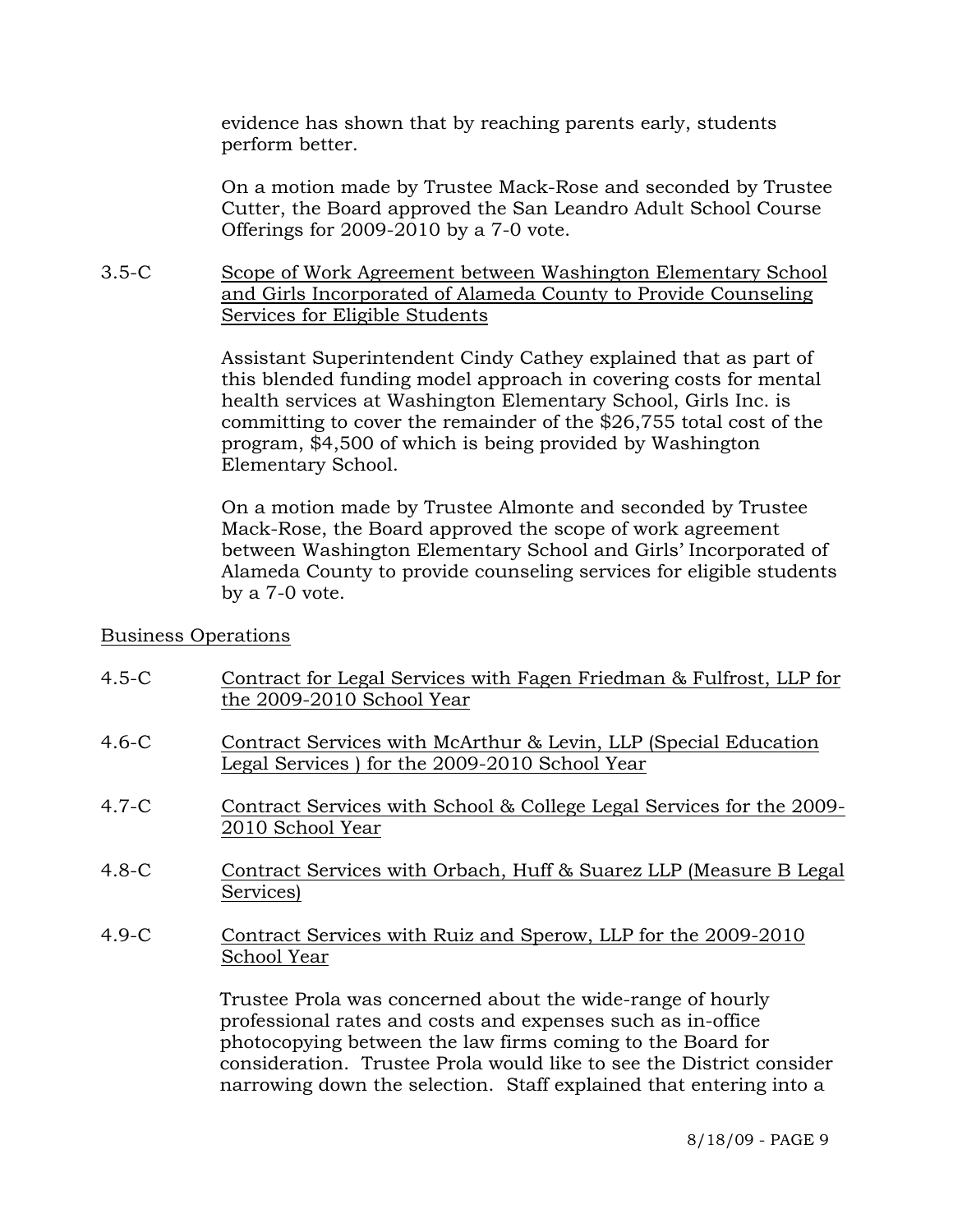evidence has shown that by reaching parents early, students perform better.

On a motion made by Trustee Mack-Rose and seconded by Trustee Cutter, the Board approved the San Leandro Adult School Course Offerings for 2009-2010 by a 7-0 vote.

3.5-C Scope of Work Agreement between Washington Elementary School and Girls Incorporated of Alameda County to Provide Counseling Services for Eligible Students

Assistant Superintendent Cindy Cathey explained that as part of this blended funding model approach in covering costs for mental health services at Washington Elementary School, Girls Inc. is committing to cover the remainder of the $26,755 total cost of the program, $4,500 of which is being provided by Washington Elementary School.

On a motion made by Trustee Almonte and seconded by Trustee Mack-Rose, the Board approved the scope of work agreement between Washington Elementary School and Girls' Incorporated of Alameda County to provide counseling services for eligible students by a 7-0 vote.

Business Operations

4.5-C Contract for Legal Services with Fagen Friedman & Fulfrost, LLP for the 2009-2010 School Year

4.6-C Contract Services with McArthur & Levin, LLP (Special Education Legal Services ) for the 2009-2010 School Year

4.7-C Contract Services with School & College Legal Services for the 2009-2010 School Year

4.8-C Contract Services with Orbach, Huff & Suarez LLP (Measure B Legal Services)

4.9-C Contract Services with Ruiz and Sperow, LLP for the 2009-2010 School Year

Trustee Prola was concerned about the wide-range of hourly professional rates and costs and expenses such as in-office photocopying between the law firms coming to the Board for consideration. Trustee Prola would like to see the District consider narrowing down the selection. Staff explained that entering into a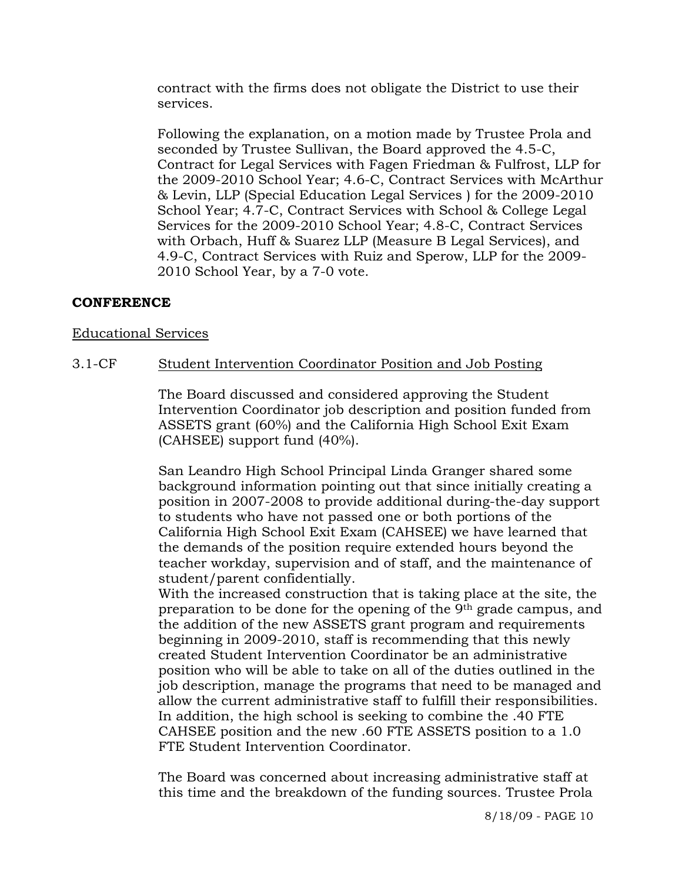contract with the firms does not obligate the District to use their services.

Following the explanation, on a motion made by Trustee Prola and seconded by Trustee Sullivan, the Board approved the 4.5-C, Contract for Legal Services with Fagen Friedman & Fulfrost, LLP for the 2009-2010 School Year; 4.6-C, Contract Services with McArthur & Levin, LLP (Special Education Legal Services ) for the 2009-2010 School Year; 4.7-C, Contract Services with School & College Legal Services for the 2009-2010 School Year; 4.8-C, Contract Services with Orbach, Huff & Suarez LLP (Measure B Legal Services), and 4.9-C, Contract Services with Ruiz and Sperow, LLP for the 2009-2010 School Year, by a 7-0 vote.

**CONFERENCE**

Educational Services

3.1-CF Student Intervention Coordinator Position and Job Posting

The Board discussed and considered approving the Student Intervention Coordinator job description and position funded from ASSETS grant (60%) and the California High School Exit Exam (CAHSEE) support fund (40%).

San Leandro High School Principal Linda Granger shared some background information pointing out that since initially creating a position in 2007-2008 to provide additional during-the-day support to students who have not passed one or both portions of the California High School Exit Exam (CAHSEE) we have learned that the demands of the position require extended hours beyond the teacher workday, supervision and of staff, and the maintenance of student/parent confidentially.

With the increased construction that is taking place at the site, the preparation to be done for the opening of the 9th grade campus, and the addition of the new ASSETS grant program and requirements beginning in 2009-2010, staff is recommending that this newly created Student Intervention Coordinator be an administrative position who will be able to take on all of the duties outlined in the job description, manage the programs that need to be managed and allow the current administrative staff to fulfill their responsibilities. In addition, the high school is seeking to combine the .40 FTE CAHSEE position and the new .60 FTE ASSETS position to a 1.0 FTE Student Intervention Coordinator.

The Board was concerned about increasing administrative staff at this time and the breakdown of the funding sources. Trustee Prola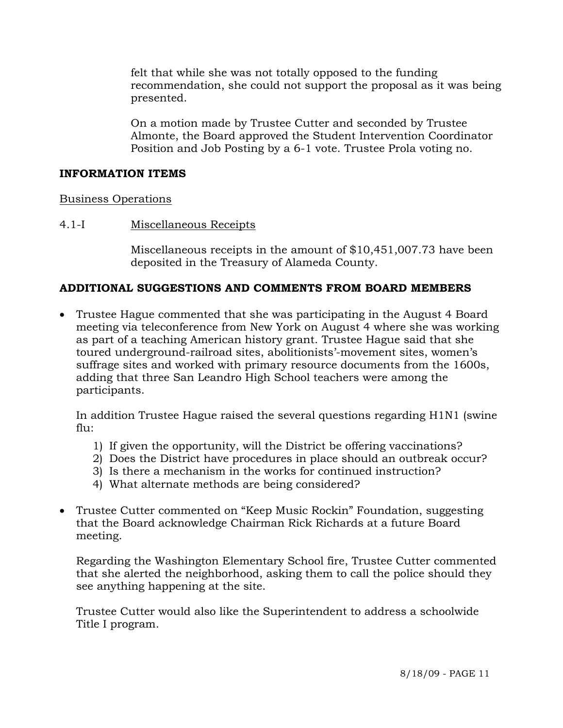felt that while she was not totally opposed to the funding recommendation, she could not support the proposal as it was being presented.

On a motion made by Trustee Cutter and seconded by Trustee Almonte, the Board approved the Student Intervention Coordinator Position and Job Posting by a 6-1 vote. Trustee Prola voting no.

**INFORMATION ITEMS**

Business Operations

4.1-I Miscellaneous Receipts

Miscellaneous receipts in the amount of $10,451,007.73 have been deposited in the Treasury of Alameda County.

**ADDITIONAL SUGGESTIONS AND COMMENTS FROM BOARD MEMBERS**

- Trustee Hague commented that she was participating in the August 4 Board meeting via teleconference from New York on August 4 where she was working as part of a teaching American history grant. Trustee Hague said that she toured underground-railroad sites, abolitionists'-movement sites, women's suffrage sites and worked with primary resource documents from the 1600s, adding that three San Leandro High School teachers were among the participants.

  In addition Trustee Hague raised the several questions regarding H1N1 (swine flu:

  1) If given the opportunity, will the District be offering vaccinations?
  2) Does the District have procedures in place should an outbreak occur?
  3) Is there a mechanism in the works for continued instruction?
  4) What alternate methods are being considered?

- Trustee Cutter commented on "Keep Music Rockin" Foundation, suggesting that the Board acknowledge Chairman Rick Richards at a future Board meeting.

  Regarding the Washington Elementary School fire, Trustee Cutter commented that she alerted the neighborhood, asking them to call the police should they see anything happening at the site.

  Trustee Cutter would also like the Superintendent to address a schoolwide Title I program.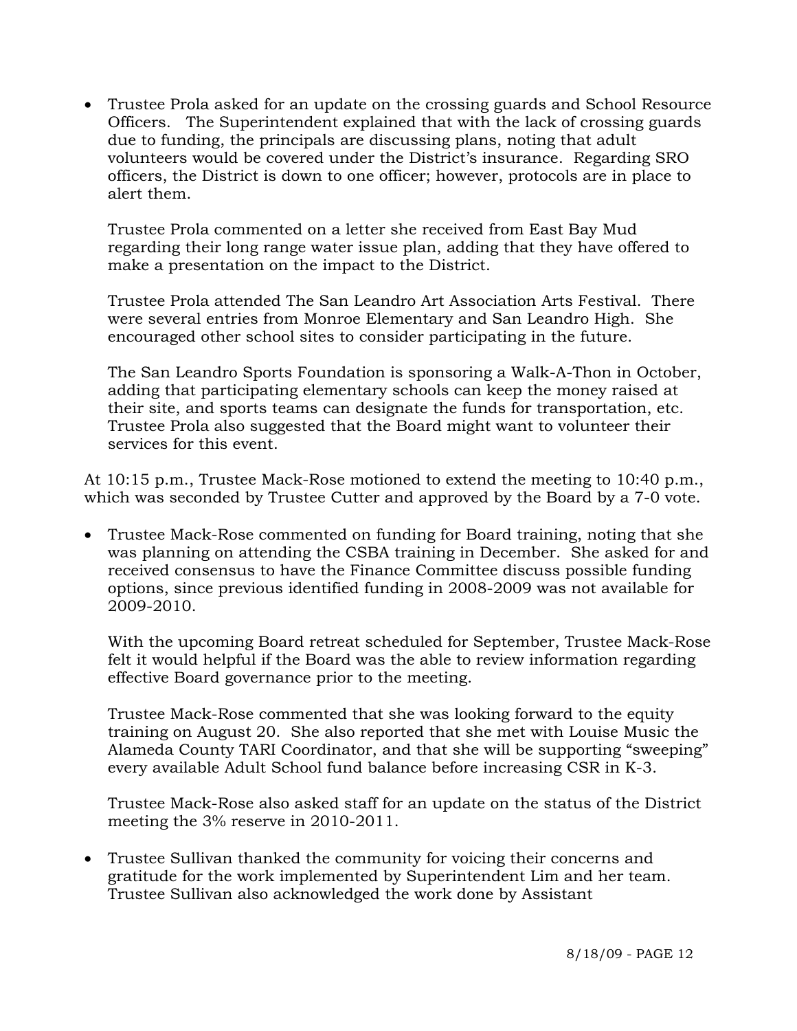- Trustee Prola asked for an update on the crossing guards and School Resource Officers. The Superintendent explained that with the lack of crossing guards due to funding, the principals are discussing plans, noting that adult volunteers would be covered under the District's insurance. Regarding SRO officers, the District is down to one officer; however, protocols are in place to alert them.

  Trustee Prola commented on a letter she received from East Bay Mud regarding their long range water issue plan, adding that they have offered to make a presentation on the impact to the District.

  Trustee Prola attended The San Leandro Art Association Arts Festival. There were several entries from Monroe Elementary and San Leandro High. She encouraged other school sites to consider participating in the future.

  The San Leandro Sports Foundation is sponsoring a Walk-A-Thon in October, adding that participating elementary schools can keep the money raised at their site, and sports teams can designate the funds for transportation, etc. Trustee Prola also suggested that the Board might want to volunteer their services for this event.

At 10:15 p.m., Trustee Mack-Rose motioned to extend the meeting to 10:40 p.m., which was seconded by Trustee Cutter and approved by the Board by a 7-0 vote.

- Trustee Mack-Rose commented on funding for Board training, noting that she was planning on attending the CSBA training in December. She asked for and received consensus to have the Finance Committee discuss possible funding options, since previous identified funding in 2008-2009 was not available for 2009-2010.

  With the upcoming Board retreat scheduled for September, Trustee Mack-Rose felt it would helpful if the Board was the able to review information regarding effective Board governance prior to the meeting.

  Trustee Mack-Rose commented that she was looking forward to the equity training on August 20. She also reported that she met with Louise Music the Alameda County TARI Coordinator, and that she will be supporting "sweeping" every available Adult School fund balance before increasing CSR in K-3.

  Trustee Mack-Rose also asked staff for an update on the status of the District meeting the 3% reserve in 2010-2011.

- Trustee Sullivan thanked the community for voicing their concerns and gratitude for the work implemented by Superintendent Lim and her team. Trustee Sullivan also acknowledged the work done by Assistant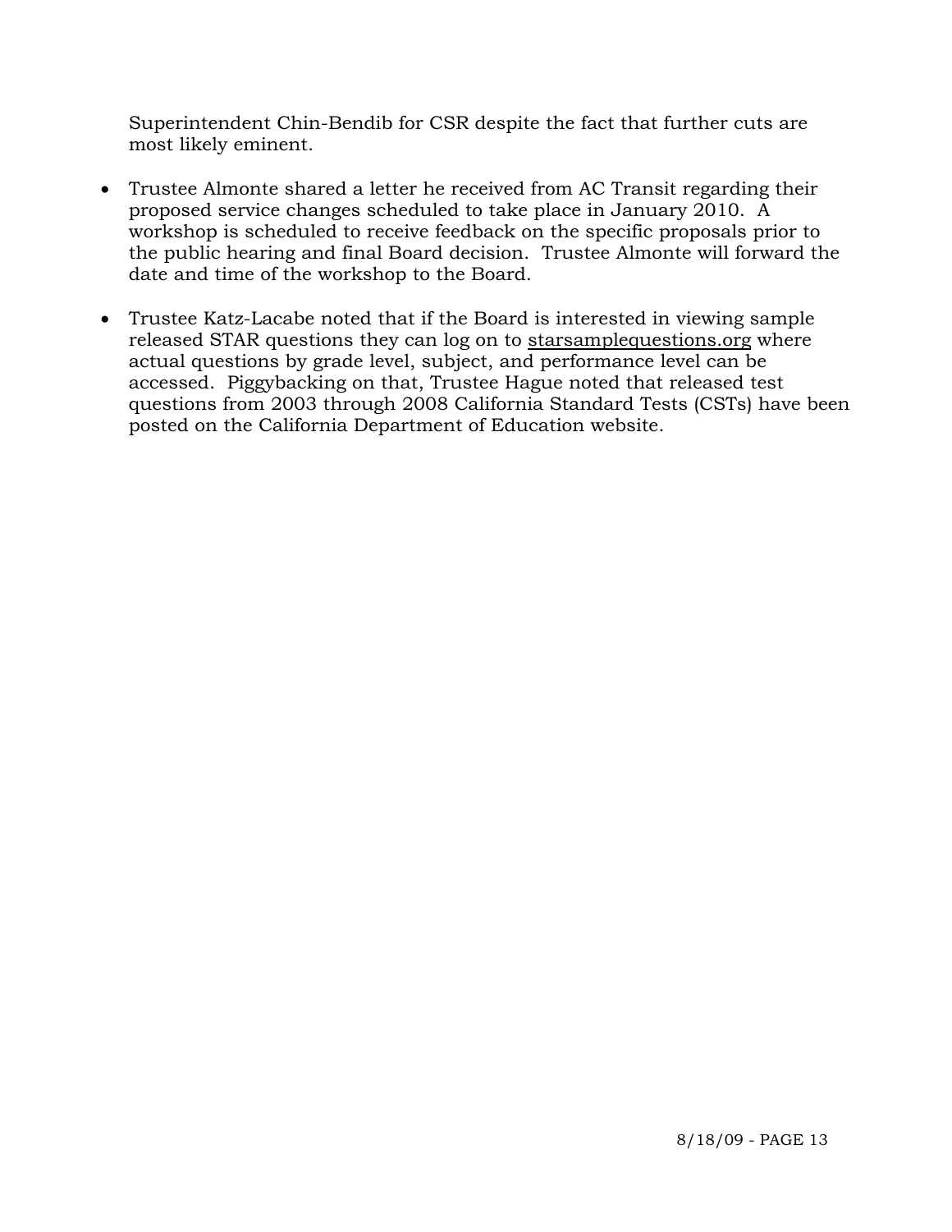Superintendent Chin-Bendib for CSR despite the fact that further cuts are most likely eminent.

- Trustee Almonte shared a letter he received from AC Transit regarding their proposed service changes scheduled to take place in January 2010. A workshop is scheduled to receive feedback on the specific proposals prior to the public hearing and final Board decision. Trustee Almonte will forward the date and time of the workshop to the Board.

- Trustee Katz-Lacabe noted that if the Board is interested in viewing sample released STAR questions they can log on to starsamplequestions.org where actual questions by grade level, subject, and performance level can be accessed. Piggybacking on that, Trustee Hague noted that released test questions from 2003 through 2008 California Standard Tests (CSTs) have been posted on the California Department of Education website.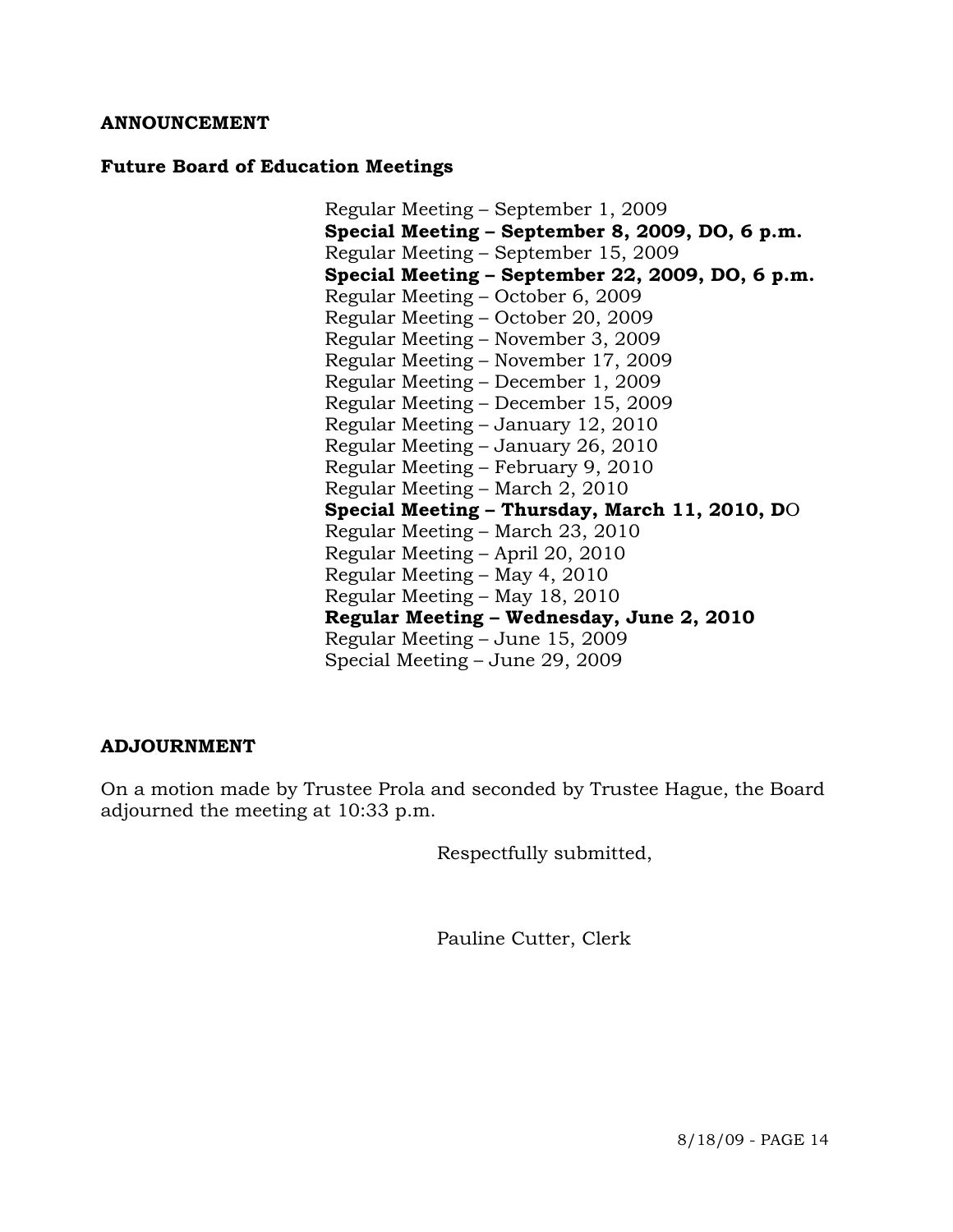**ANNOUNCEMENT**

**Future Board of Education Meetings**

Regular Meeting – September 1, 2009
**Special Meeting – September 8, 2009, DO, 6 p.m.**
Regular Meeting – September 15, 2009
**Special Meeting – September 22, 2009, DO, 6 p.m.**
Regular Meeting – October 6, 2009
Regular Meeting – October 20, 2009
Regular Meeting – November 3, 2009
Regular Meeting – November 17, 2009
Regular Meeting – December 1, 2009
Regular Meeting – December 15, 2009
Regular Meeting – January 12, 2010
Regular Meeting – January 26, 2010
Regular Meeting – February 9, 2010
Regular Meeting – March 2, 2010
**Special Meeting – Thursday, March 11, 2010, D**O
Regular Meeting – March 23, 2010
Regular Meeting – April 20, 2010
Regular Meeting – May 4, 2010
Regular Meeting – May 18, 2010
**Regular Meeting – Wednesday, June 2, 2010**
Regular Meeting – June 15, 2009
Special Meeting – June 29, 2009

**ADJOURNMENT**

On a motion made by Trustee Prola and seconded by Trustee Hague, the Board adjourned the meeting at 10:33 p.m.

Respectfully submitted,

Pauline Cutter, Clerk